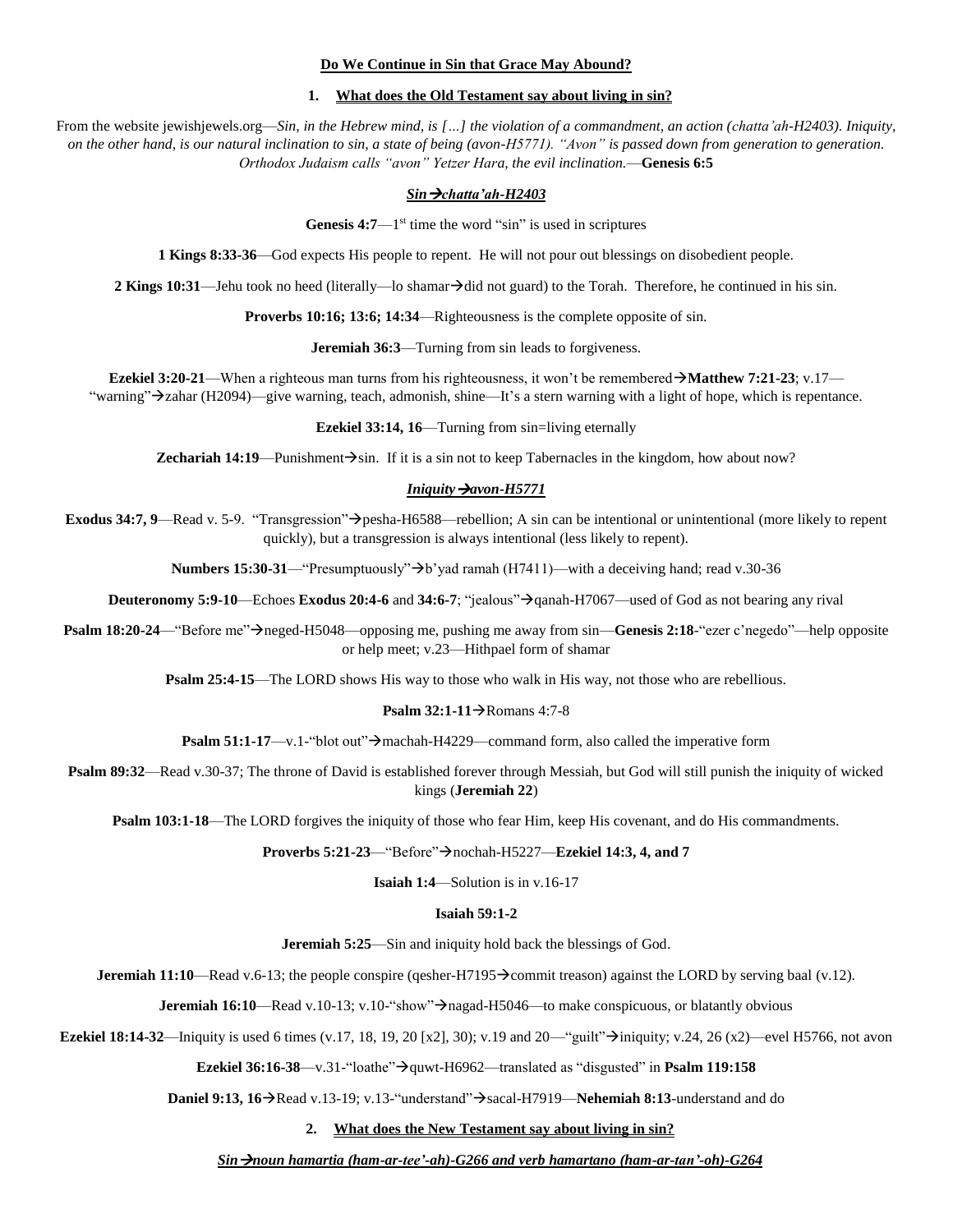**Do We Continue in Sin that Grace May Abound?**

## 1. What does the Old Testament say about living in sin?

From the website jewishjewels.org—*Sin, in the Hebrew mind, is […] the violation of a commandment, an action (chatta'ah-H2403). Iniquity, on the other hand, is our natural inclination to sin, a state of being (avon-H5771). "Avon" is passed down from generation to generation. Orthodox Judaism calls "avon" Yetzer Hara, the evil inclination.*—**Genesis 6:5**

### *Sin→chatta'ah-H2403*

**Genesis 4:7**—1st time the word "sin" is used in scriptures

**1 Kings 8:33-36**—God expects His people to repent. He will not pour out blessings on disobedient people.

**2 Kings 10:31**—Jehu took no heed (literally—lo shamar→did not guard) to the Torah. Therefore, he continued in his sin.

**Proverbs 10:16; 13:6; 14:34**—Righteousness is the complete opposite of sin.

**Jeremiah 36:3**—Turning from sin leads to forgiveness.

**Ezekiel 3:20-21**—When a righteous man turns from his righteousness, it won't be remembered→**Matthew 7:21-23**; v.17—"warning"→zahar (H2094)—give warning, teach, admonish, shine—It's a stern warning with a light of hope, which is repentance.

**Ezekiel 33:14, 16**—Turning from sin=living eternally

**Zechariah 14:19**—Punishment→sin. If it is a sin not to keep Tabernacles in the kingdom, how about now?

### *Iniquity→avon-H5771*

**Exodus 34:7, 9**—Read v. 5-9. "Transgression"→pesha-H6588—rebellion; A sin can be intentional or unintentional (more likely to repent quickly), but a transgression is always intentional (less likely to repent).

**Numbers 15:30-31**—"Presumptuously"→b'yad ramah (H7411)—with a deceiving hand; read v.30-36

**Deuteronomy 5:9-10**—Echoes **Exodus 20:4-6** and **34:6-7**; "jealous"→qanah-H7067—used of God as not bearing any rival

**Psalm 18:20-24**—"Before me"→neged-H5048—opposing me, pushing me away from sin—**Genesis 2:18**-"ezer c'negedo"—help opposite or help meet; v.23—Hithpael form of shamar

**Psalm 25:4-15**—The LORD shows His way to those who walk in His way, not those who are rebellious.

**Psalm 32:1-11**→Romans 4:7-8

**Psalm 51:1-17**—v.1-"blot out"→machah-H4229—command form, also called the imperative form

**Psalm 89:32**—Read v.30-37; The throne of David is established forever through Messiah, but God will still punish the iniquity of wicked kings (**Jeremiah 22**)

**Psalm 103:1-18**—The LORD forgives the iniquity of those who fear Him, keep His covenant, and do His commandments.

**Proverbs 5:21-23**—"Before"→nochah-H5227—**Ezekiel 14:3, 4, and 7**

**Isaiah 1:4**—Solution is in v.16-17

**Isaiah 59:1-2**

**Jeremiah 5:25**—Sin and iniquity hold back the blessings of God.

**Jeremiah 11:10**—Read v.6-13; the people conspire (qesher-H7195→commit treason) against the LORD by serving baal (v.12).

**Jeremiah 16:10**—Read v.10-13; v.10-"show"→nagad-H5046—to make conspicuous, or blatantly obvious

**Ezekiel 18:14-32**—Iniquity is used 6 times (v.17, 18, 19, 20 [x2], 30); v.19 and 20—"guilt"→iniquity; v.24, 26 (x2)—evel H5766, not avon

**Ezekiel 36:16-38**—v.31-"loathe"→quwt-H6962—translated as "disgusted" in **Psalm 119:158**

**Daniel 9:13, 16**→Read v.13-19; v.13-"understand"→sacal-H7919—**Nehemiah 8:13**-understand and do

## 2. What does the New Testament say about living in sin?

### *Sin→noun hamartia (ham-ar-tee'-ah)-G266 and verb hamartano (ham-ar-tan'-oh)-G264*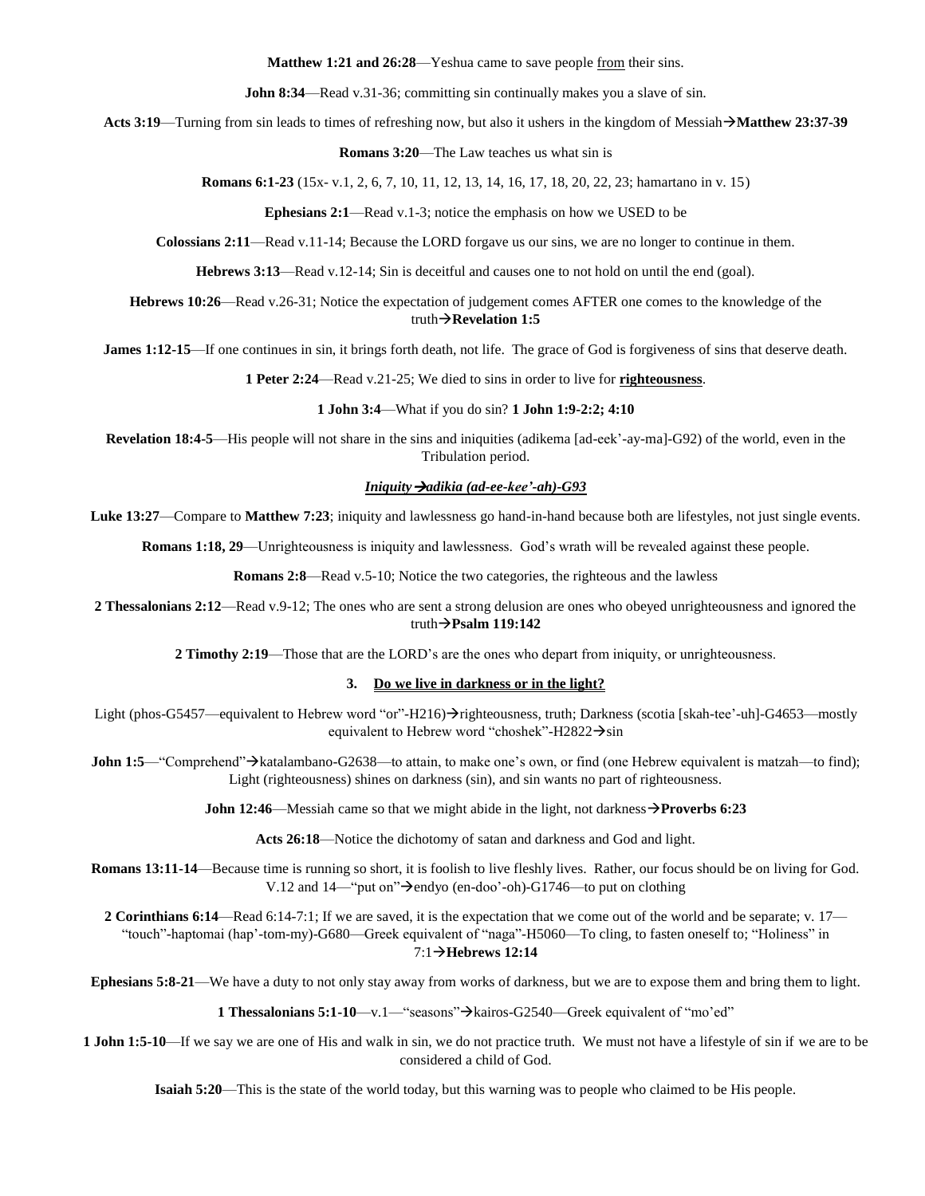**Matthew 1:21 and 26:28**—Yeshua came to save people <u>from</u> their sins.

**John 8:34**—Read v.31-36; committing sin continually makes you a slave of sin.

**Acts 3:19**—Turning from sin leads to times of refreshing now, but also it ushers in the kingdom of Messiah→**Matthew 23:37-39**

**Romans 3:20**—The Law teaches us what sin is

**Romans 6:1-23** (15x- v.1, 2, 6, 7, 10, 11, 12, 13, 14, 16, 17, 18, 20, 22, 23; hamartano in v. 15)

**Ephesians 2:1**—Read v.1-3; notice the emphasis on how we USED to be

**Colossians 2:11**—Read v.11-14; Because the LORD forgave us our sins, we are no longer to continue in them.

**Hebrews 3:13**—Read v.12-14; Sin is deceitful and causes one to not hold on until the end (goal).

**Hebrews 10:26**—Read v.26-31; Notice the expectation of judgement comes AFTER one comes to the knowledge of the truth→**Revelation 1:5**

**James 1:12-15**—If one continues in sin, it brings forth death, not life. The grace of God is forgiveness of sins that deserve death.

**1 Peter 2:24**—Read v.21-25; We died to sins in order to live for **<u>righteousness</u>**.

**1 John 3:4**—What if you do sin? **1 John 1:9-2:2; 4:10**

**Revelation 18:4-5**—His people will not share in the sins and iniquities (adikema [ad-eek'-ay-ma]-G92) of the world, even in the Tribulation period.

***<u>Iniquity→adikia (ad-ee-kee'-ah)-G93</u>***

**Luke 13:27**—Compare to **Matthew 7:23**; iniquity and lawlessness go hand-in-hand because both are lifestyles, not just single events.

**Romans 1:18, 29**—Unrighteousness is iniquity and lawlessness. God's wrath will be revealed against these people.

**Romans 2:8**—Read v.5-10; Notice the two categories, the righteous and the lawless

**2 Thessalonians 2:12**—Read v.9-12; The ones who are sent a strong delusion are ones who obeyed unrighteousness and ignored the truth→**Psalm 119:142**

**2 Timothy 2:19**—Those that are the LORD's are the ones who depart from iniquity, or unrighteousness.

### 3. <u>Do we live in darkness or in the light?</u>

Light (phos-G5457—equivalent to Hebrew word "or"-H216)→righteousness, truth; Darkness (scotia [skah-tee'-uh]-G4653—mostly equivalent to Hebrew word "choshek"-H2822→sin

**John 1:5**—"Comprehend"→katalambano-G2638—to attain, to make one's own, or find (one Hebrew equivalent is matzah—to find); Light (righteousness) shines on darkness (sin), and sin wants no part of righteousness.

**John 12:46**—Messiah came so that we might abide in the light, not darkness→**Proverbs 6:23**

**Acts 26:18**—Notice the dichotomy of satan and darkness and God and light.

**Romans 13:11-14**—Because time is running so short, it is foolish to live fleshly lives. Rather, our focus should be on living for God. V.12 and 14—"put on"→endyo (en-doo'-oh)-G1746—to put on clothing

**2 Corinthians 6:14**—Read 6:14-7:1; If we are saved, it is the expectation that we come out of the world and be separate; v. 17—"touch"-haptomai (hap'-tom-my)-G680—Greek equivalent of "naga"-H5060—To cling, to fasten oneself to; "Holiness" in 7:1→**Hebrews 12:14**

**Ephesians 5:8-21**—We have a duty to not only stay away from works of darkness, but we are to expose them and bring them to light.

**1 Thessalonians 5:1-10**—v.1—"seasons"→kairos-G2540—Greek equivalent of "mo'ed"

**1 John 1:5-10**—If we say we are one of His and walk in sin, we do not practice truth. We must not have a lifestyle of sin if we are to be considered a child of God.

**Isaiah 5:20**—This is the state of the world today, but this warning was to people who claimed to be His people.